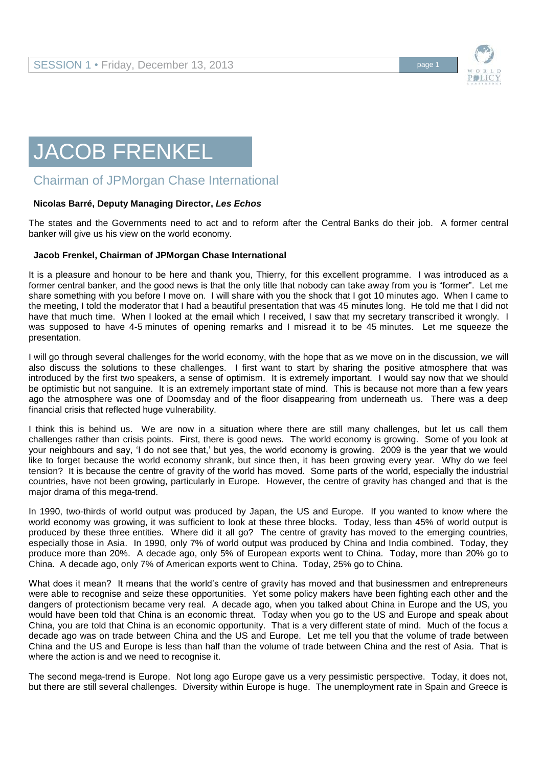# JACOB FRENKEL

## Chairman of JPMorgan Chase International

**Nicolas Barré, Deputy Managing Director, *Les Echos***

The states and the Governments need to act and to reform after the Central Banks do their job. A former central banker will give us his view on the world economy.

**Jacob Frenkel, Chairman of JPMorgan Chase International**

It is a pleasure and honour to be here and thank you, Thierry, for this excellent programme. I was introduced as a former central banker, and the good news is that the only title that nobody can take away from you is "former". Let me share something with you before I move on. I will share with you the shock that I got 10 minutes ago. When I came to the meeting, I told the moderator that I had a beautiful presentation that was 45 minutes long. He told me that I did not have that much time. When I looked at the email which I received, I saw that my secretary transcribed it wrongly. I was supposed to have 4-5 minutes of opening remarks and I misread it to be 45 minutes. Let me squeeze the presentation.

I will go through several challenges for the world economy, with the hope that as we move on in the discussion, we will also discuss the solutions to these challenges. I first want to start by sharing the positive atmosphere that was introduced by the first two speakers, a sense of optimism. It is extremely important. I would say now that we should be optimistic but not sanguine. It is an extremely important state of mind. This is because not more than a few years ago the atmosphere was one of Doomsday and of the floor disappearing from underneath us. There was a deep financial crisis that reflected huge vulnerability.

I think this is behind us. We are now in a situation where there are still many challenges, but let us call them challenges rather than crisis points. First, there is good news. The world economy is growing. Some of you look at your neighbours and say, 'I do not see that,' but yes, the world economy is growing. 2009 is the year that we would like to forget because the world economy shrank, but since then, it has been growing every year. Why do we feel tension? It is because the centre of gravity of the world has moved. Some parts of the world, especially the industrial countries, have not been growing, particularly in Europe. However, the centre of gravity has changed and that is the major drama of this mega-trend.

In 1990, two-thirds of world output was produced by Japan, the US and Europe. If you wanted to know where the world economy was growing, it was sufficient to look at these three blocks. Today, less than 45% of world output is produced by these three entities. Where did it all go? The centre of gravity has moved to the emerging countries, especially those in Asia. In 1990, only 7% of world output was produced by China and India combined. Today, they produce more than 20%. A decade ago, only 5% of European exports went to China. Today, more than 20% go to China. A decade ago, only 7% of American exports went to China. Today, 25% go to China.

What does it mean? It means that the world's centre of gravity has moved and that businessmen and entrepreneurs were able to recognise and seize these opportunities. Yet some policy makers have been fighting each other and the dangers of protectionism became very real. A decade ago, when you talked about China in Europe and the US, you would have been told that China is an economic threat. Today when you go to the US and Europe and speak about China, you are told that China is an economic opportunity. That is a very different state of mind. Much of the focus a decade ago was on trade between China and the US and Europe. Let me tell you that the volume of trade between China and the US and Europe is less than half than the volume of trade between China and the rest of Asia. That is where the action is and we need to recognise it.

The second mega-trend is Europe. Not long ago Europe gave us a very pessimistic perspective. Today, it does not, but there are still several challenges. Diversity within Europe is huge. The unemployment rate in Spain and Greece is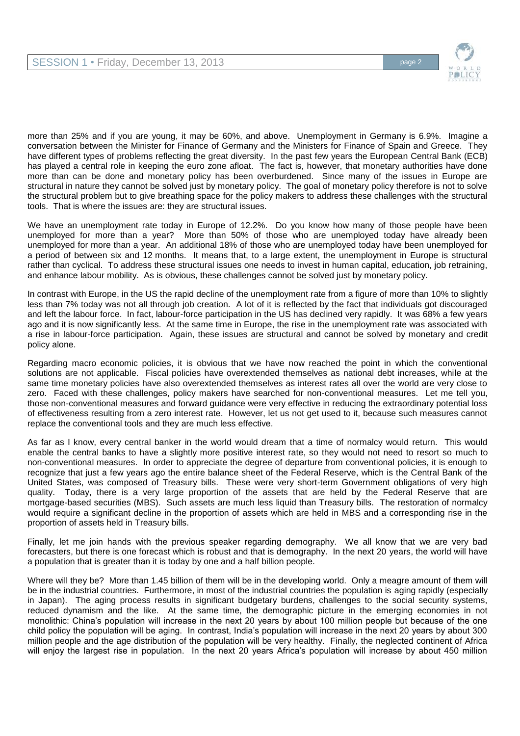more than 25% and if you are young, it may be 60%, and above. Unemployment in Germany is 6.9%. Imagine a conversation between the Minister for Finance of Germany and the Ministers for Finance of Spain and Greece. They have different types of problems reflecting the great diversity. In the past few years the European Central Bank (ECB) has played a central role in keeping the euro zone afloat. The fact is, however, that monetary authorities have done more than can be done and monetary policy has been overburdened. Since many of the issues in Europe are structural in nature they cannot be solved just by monetary policy. The goal of monetary policy therefore is not to solve the structural problem but to give breathing space for the policy makers to address these challenges with the structural tools. That is where the issues are: they are structural issues.

We have an unemployment rate today in Europe of 12.2%. Do you know how many of those people have been unemployed for more than a year? More than 50% of those who are unemployed today have already been unemployed for more than a year. An additional 18% of those who are unemployed today have been unemployed for a period of between six and 12 months. It means that, to a large extent, the unemployment in Europe is structural rather than cyclical. To address these structural issues one needs to invest in human capital, education, job retraining, and enhance labour mobility. As is obvious, these challenges cannot be solved just by monetary policy.

In contrast with Europe, in the US the rapid decline of the unemployment rate from a figure of more than 10% to slightly less than 7% today was not all through job creation. A lot of it is reflected by the fact that individuals got discouraged and left the labour force. In fact, labour-force participation in the US has declined very rapidly. It was 68% a few years ago and it is now significantly less. At the same time in Europe, the rise in the unemployment rate was associated with a rise in labour-force participation. Again, these issues are structural and cannot be solved by monetary and credit policy alone.

Regarding macro economic policies, it is obvious that we have now reached the point in which the conventional solutions are not applicable. Fiscal policies have overextended themselves as national debt increases, while at the same time monetary policies have also overextended themselves as interest rates all over the world are very close to zero. Faced with these challenges, policy makers have searched for non-conventional measures. Let me tell you, those non-conventional measures and forward guidance were very effective in reducing the extraordinary potential loss of effectiveness resulting from a zero interest rate. However, let us not get used to it, because such measures cannot replace the conventional tools and they are much less effective.

As far as I know, every central banker in the world would dream that a time of normalcy would return. This would enable the central banks to have a slightly more positive interest rate, so they would not need to resort so much to non-conventional measures. In order to appreciate the degree of departure from conventional policies, it is enough to recognize that just a few years ago the entire balance sheet of the Federal Reserve, which is the Central Bank of the United States, was composed of Treasury bills. These were very short-term Government obligations of very high quality. Today, there is a very large proportion of the assets that are held by the Federal Reserve that are mortgage-based securities (MBS). Such assets are much less liquid than Treasury bills. The restoration of normalcy would require a significant decline in the proportion of assets which are held in MBS and a corresponding rise in the proportion of assets held in Treasury bills.

Finally, let me join hands with the previous speaker regarding demography. We all know that we are very bad forecasters, but there is one forecast which is robust and that is demography. In the next 20 years, the world will have a population that is greater than it is today by one and a half billion people.

Where will they be? More than 1.45 billion of them will be in the developing world. Only a meagre amount of them will be in the industrial countries. Furthermore, in most of the industrial countries the population is aging rapidly (especially in Japan). The aging process results in significant budgetary burdens, challenges to the social security systems, reduced dynamism and the like. At the same time, the demographic picture in the emerging economies in not monolithic: China's population will increase in the next 20 years by about 100 million people but because of the one child policy the population will be aging. In contrast, India's population will increase in the next 20 years by about 300 million people and the age distribution of the population will be very healthy. Finally, the neglected continent of Africa will enjoy the largest rise in population. In the next 20 years Africa's population will increase by about 450 million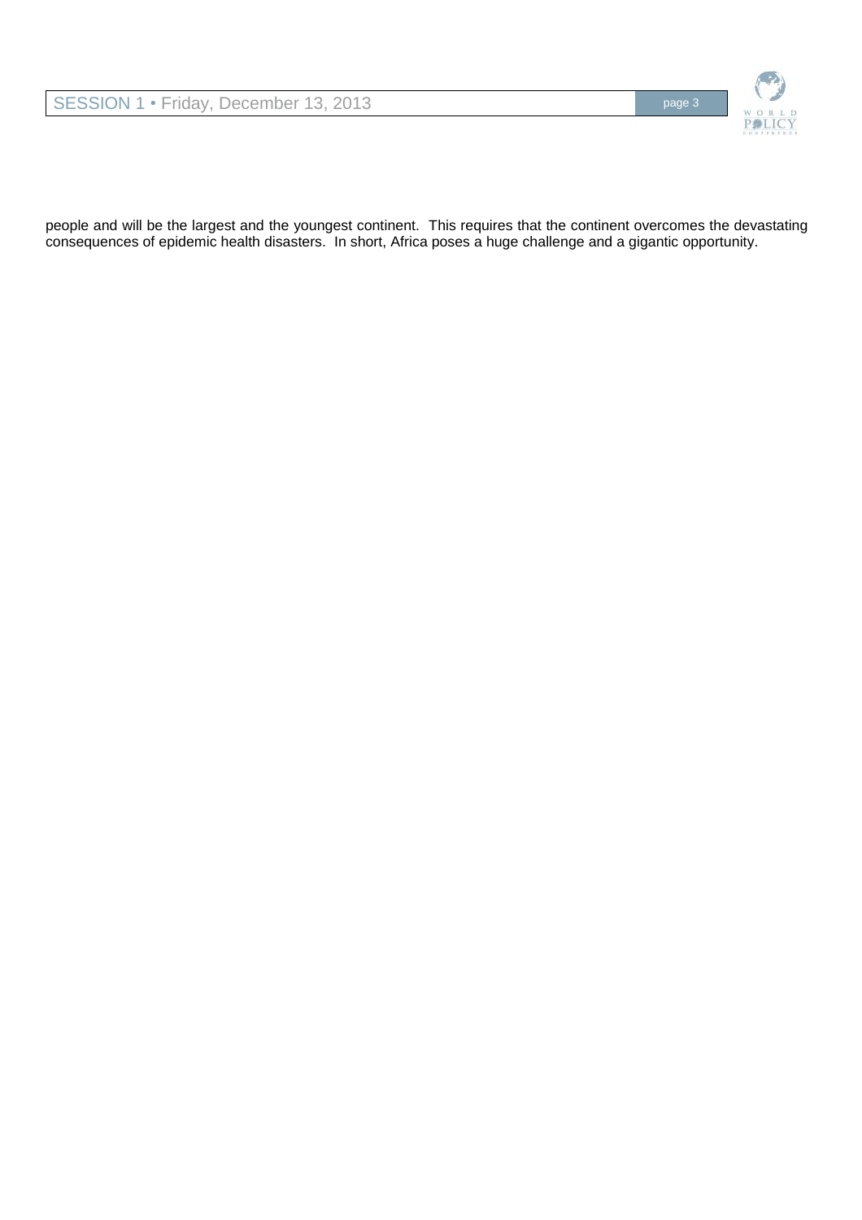people and will be the largest and the youngest continent. This requires that the continent overcomes the devastating consequences of epidemic health disasters. In short, Africa poses a huge challenge and a gigantic opportunity.